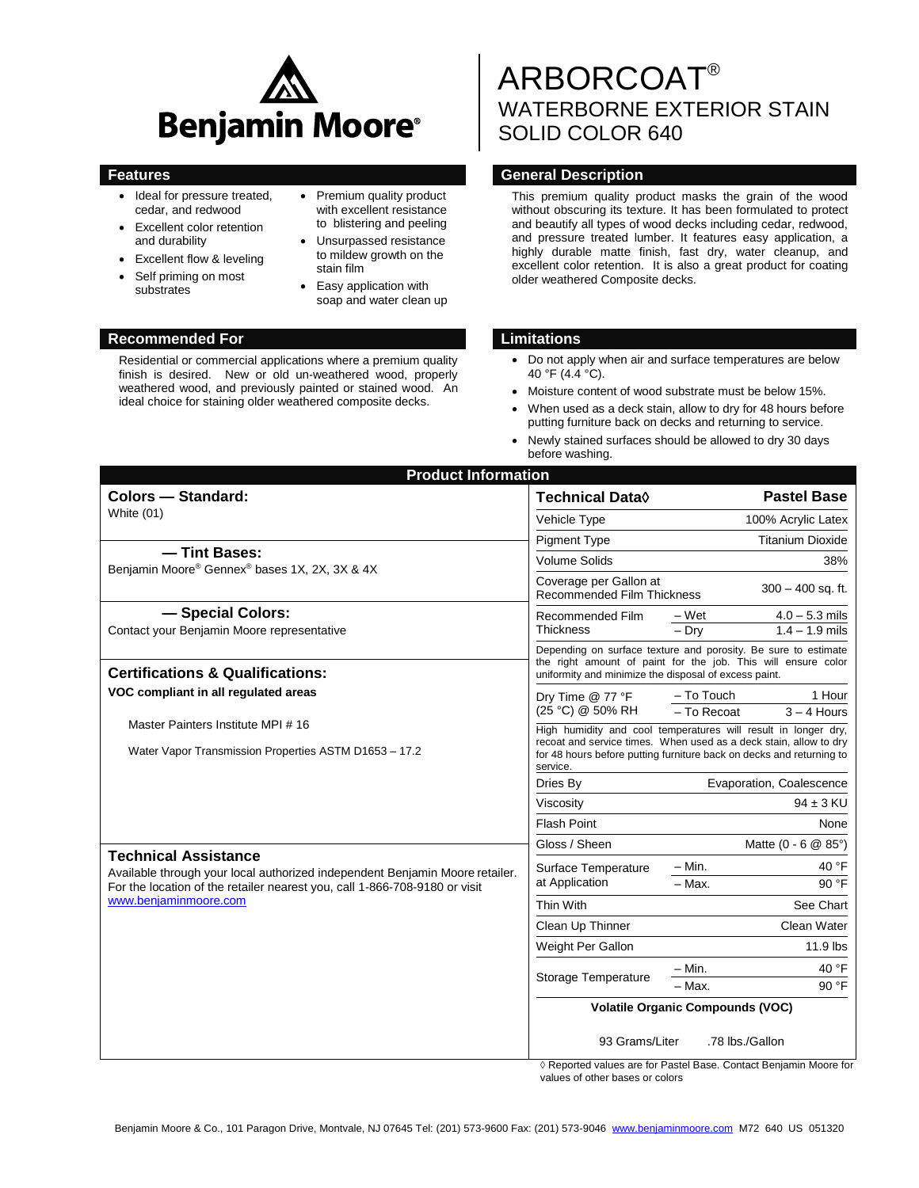Benjamin Moore®

# ARBORCOAT®
## WATERBORNE EXTERIOR STAIN
## SOLID COLOR 640

### Features

- Ideal for pressure treated, cedar, and redwood
- Excellent color retention and durability
- Excellent flow & leveling
- Self priming on most substrates
- Premium quality product with excellent resistance to blistering and peeling
- Unsurpassed resistance to mildew growth on the stain film
- Easy application with soap and water clean up

### General Description

This premium quality product masks the grain of the wood without obscuring its texture. It has been formulated to protect and beautify all types of wood decks including cedar, redwood, and pressure treated lumber. It features easy application, a highly durable matte finish, fast dry, water cleanup, and excellent color retention. It is also a great product for coating older weathered Composite decks.

### Recommended For

Residential or commercial applications where a premium quality finish is desired. New or old un-weathered wood, properly weathered wood, and previously painted or stained wood. An ideal choice for staining older weathered composite decks.

### Limitations

- Do not apply when air and surface temperatures are below 40 °F (4.4 °C).
- Moisture content of wood substrate must be below 15%.
- When used as a deck stain, allow to dry for 48 hours before putting furniture back on decks and returning to service.
- Newly stained surfaces should be allowed to dry 30 days before washing.

## Product Information

**Colors — Standard:**
White (01)

**— Tint Bases:**
Benjamin Moore® Gennex® bases 1X, 2X, 3X & 4X

**— Special Colors:**
Contact your Benjamin Moore representative

**Certifications & Qualifications:**

**VOC compliant in all regulated areas**

Master Painters Institute MPI # 16

Water Vapor Transmission Properties ASTM D1653 – 17.2

**Technical Assistance**

Available through your local authorized independent Benjamin Moore retailer. For the location of the retailer nearest you, call 1-866-708-9180 or visit www.benjaminmoore.com

| Technical Data◊ | | Pastel Base |
|---|---|---|
| Vehicle Type | | 100% Acrylic Latex |
| Pigment Type | | Titanium Dioxide |
| Volume Solids | | 38% |
| Coverage per Gallon at Recommended Film Thickness | | 300 – 400 sq. ft. |
| Recommended Film Thickness | – Wet | 4.0 – 5.3 mils |
| | – Dry | 1.4 – 1.9 mils |
| Depending on surface texture and porosity. Be sure to estimate the right amount of paint for the job. This will ensure color uniformity and minimize the disposal of excess paint. | | |
| Dry Time @ 77 °F (25 °C) @ 50% RH | – To Touch | 1 Hour |
| | – To Recoat | 3 – 4 Hours |
| High humidity and cool temperatures will result in longer dry, recoat and service times. When used as a deck stain, allow to dry for 48 hours before putting furniture back on decks and returning to service. | | |
| Dries By | | Evaporation, Coalescence |
| Viscosity | | 94 ± 3 KU |
| Flash Point | | None |
| Gloss / Sheen | | Matte (0 - 6 @ 85°) |
| Surface Temperature at Application | – Min. | 40 °F |
| | – Max. | 90 °F |
| Thin With | | See Chart |
| Clean Up Thinner | | Clean Water |
| Weight Per Gallon | | 11.9 lbs |
| Storage Temperature | – Min. | 40 °F |
| | – Max. | 90 °F |
| Volatile Organic Compounds (VOC) | | |
| 93 Grams/Liter | | .78 lbs./Gallon |

◊ Reported values are for Pastel Base. Contact Benjamin Moore for values of other bases or colors

Benjamin Moore & Co., 101 Paragon Drive, Montvale, NJ 07645 Tel: (201) 573-9600 Fax: (201) 573-9046 www.benjaminmoore.com M72 640 US 051320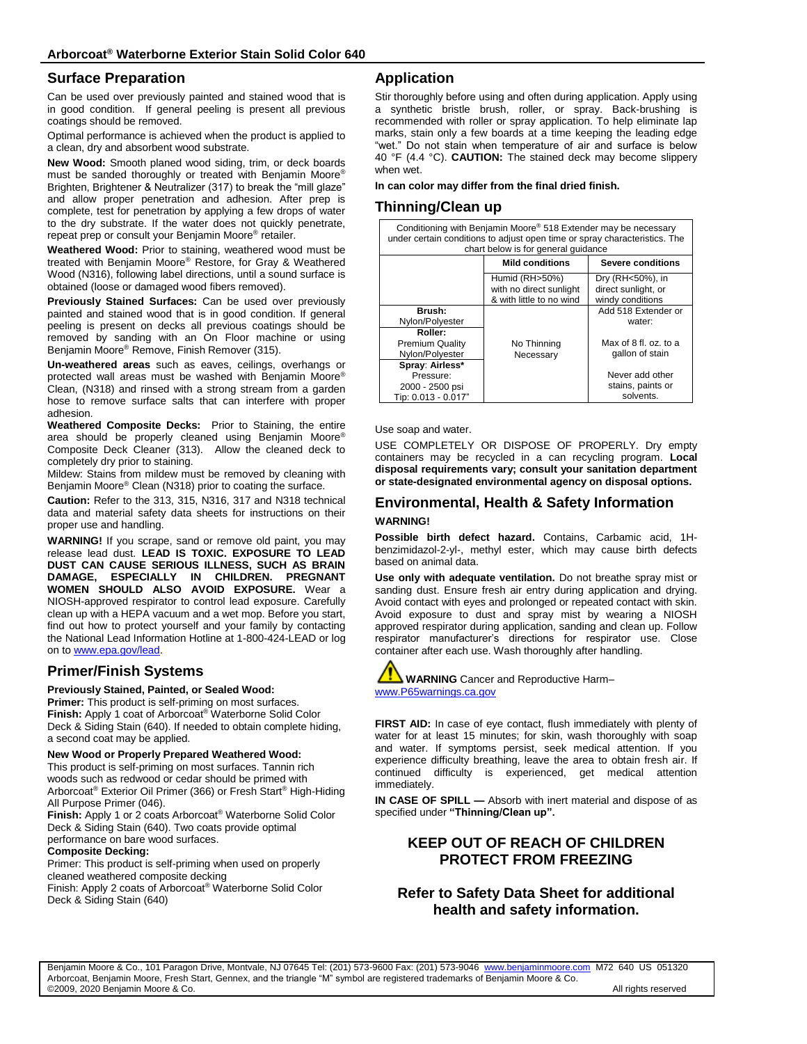## Surface Preparation

Can be used over previously painted and stained wood that is in good condition. If general peeling is present all previous coatings should be removed.

Optimal performance is achieved when the product is applied to a clean, dry and absorbent wood substrate.

**New Wood:** Smooth planed wood siding, trim, or deck boards must be sanded thoroughly or treated with Benjamin Moore® Brighten, Brightener & Neutralizer (317) to break the "mill glaze" and allow proper penetration and adhesion. After prep is complete, test for penetration by applying a few drops of water to the dry substrate. If the water does not quickly penetrate, repeat prep or consult your Benjamin Moore® retailer.

**Weathered Wood:** Prior to staining, weathered wood must be treated with Benjamin Moore® Restore, for Gray & Weathered Wood (N316), following label directions, until a sound surface is obtained (loose or damaged wood fibers removed).

**Previously Stained Surfaces:** Can be used over previously painted and stained wood that is in good condition. If general peeling is present on decks all previous coatings should be removed by sanding with an On Floor machine or using Benjamin Moore® Remove, Finish Remover (315).

**Un-weathered areas** such as eaves, ceilings, overhangs or protected wall areas must be washed with Benjamin Moore® Clean, (N318) and rinsed with a strong stream from a garden hose to remove surface salts that can interfere with proper adhesion.

**Weathered Composite Decks:** Prior to Staining, the entire area should be properly cleaned using Benjamin Moore® Composite Deck Cleaner (313). Allow the cleaned deck to completely dry prior to staining.

Mildew: Stains from mildew must be removed by cleaning with Benjamin Moore® Clean (N318) prior to coating the surface.

**Caution:** Refer to the 313, 315, N316, 317 and N318 technical data and material safety data sheets for instructions on their proper use and handling.

**WARNING!** If you scrape, sand or remove old paint, you may release lead dust. **LEAD IS TOXIC. EXPOSURE TO LEAD DUST CAN CAUSE SERIOUS ILLNESS, SUCH AS BRAIN DAMAGE, ESPECIALLY IN CHILDREN. PREGNANT WOMEN SHOULD ALSO AVOID EXPOSURE.** Wear a NIOSH-approved respirator to control lead exposure. Carefully clean up with a HEPA vacuum and a wet mop. Before you start, find out how to protect yourself and your family by contacting the National Lead Information Hotline at 1-800-424-LEAD or log on to www.epa.gov/lead.

## Primer/Finish Systems

**Previously Stained, Painted, or Sealed Wood:**

**Primer:** This product is self-priming on most surfaces.
**Finish:** Apply 1 coat of Arborcoat® Waterborne Solid Color Deck & Siding Stain (640). If needed to obtain complete hiding, a second coat may be applied.

**New Wood or Properly Prepared Weathered Wood:**

This product is self-priming on most surfaces. Tannin rich woods such as redwood or cedar should be primed with Arborcoat® Exterior Oil Primer (366) or Fresh Start® High-Hiding All Purpose Primer (046).
**Finish:** Apply 1 or 2 coats Arborcoat® Waterborne Solid Color Deck & Siding Stain (640). Two coats provide optimal performance on bare wood surfaces.

**Composite Decking:**

Primer: This product is self-priming when used on properly cleaned weathered composite decking
Finish: Apply 2 coats of Arborcoat® Waterborne Solid Color Deck & Siding Stain (640)

## Application

Stir thoroughly before using and often during application. Apply using a synthetic bristle brush, roller, or spray. Back-brushing is recommended with roller or spray application. To help eliminate lap marks, stain only a few boards at a time keeping the leading edge "wet." Do not stain when temperature of air and surface is below 40 °F (4.4 °C). **CAUTION:** The stained deck may become slippery when wet.

**In can color may differ from the final dried finish.**

## Thinning/Clean up

Conditioning with Benjamin Moore® 518 Extender may be necessary under certain conditions to adjust open time or spray characteristics. The chart below is for general guidance

| | Mild conditions | Severe conditions |
|---|---|---|
| | Humid (RH>50%) with no direct sunlight & with little to no wind | Dry (RH<50%), in direct sunlight, or windy conditions |
| **Brush:** Nylon/Polyester | No Thinning Necessary | Add 518 Extender or water: |
| **Roller:** Premium Quality Nylon/Polyester | | Max of 8 fl. oz. to a gallon of stain |
| **Spray: Airless*** Pressure: 2000 - 2500 psi Tip: 0.013 - 0.017" | | Never add other stains, paints or solvents. |

Use soap and water.

USE COMPLETELY OR DISPOSE OF PROPERLY. Dry empty containers may be recycled in a can recycling program. **Local disposal requirements vary; consult your sanitation department or state-designated environmental agency on disposal options.**

## Environmental, Health & Safety Information

**WARNING!**

**Possible birth defect hazard.** Contains, Carbamic acid, 1H-benzimidazol-2-yl-, methyl ester, which may cause birth defects based on animal data.

**Use only with adequate ventilation.** Do not breathe spray mist or sanding dust. Ensure fresh air entry during application and drying. Avoid contact with eyes and prolonged or repeated contact with skin. Avoid exposure to dust and spray mist by wearing a NIOSH approved respirator during application, sanding and clean up. Follow respirator manufacturer's directions for respirator use. Close container after each use. Wash thoroughly after handling.

**WARNING** Cancer and Reproductive Harm– www.P65warnings.ca.gov

**FIRST AID:** In case of eye contact, flush immediately with plenty of water for at least 15 minutes; for skin, wash thoroughly with soap and water. If symptoms persist, seek medical attention. If you experience difficulty breathing, leave the area to obtain fresh air. If continued difficulty is experienced, get medical attention immediately.

**IN CASE OF SPILL —** Absorb with inert material and dispose of as specified under **"Thinning/Clean up".**

**KEEP OUT OF REACH OF CHILDREN**
**PROTECT FROM FREEZING**

**Refer to Safety Data Sheet for additional health and safety information.**

Benjamin Moore & Co., 101 Paragon Drive, Montvale, NJ 07645 Tel: (201) 573-9600 Fax: (201) 573-9046 www.benjaminmoore.com M72 640 US 051320
Arborcoat, Benjamin Moore, Fresh Start, Gennex, and the triangle "M" symbol are registered trademarks of Benjamin Moore & Co.
©2009, 2020 Benjamin Moore & Co. All rights reserved